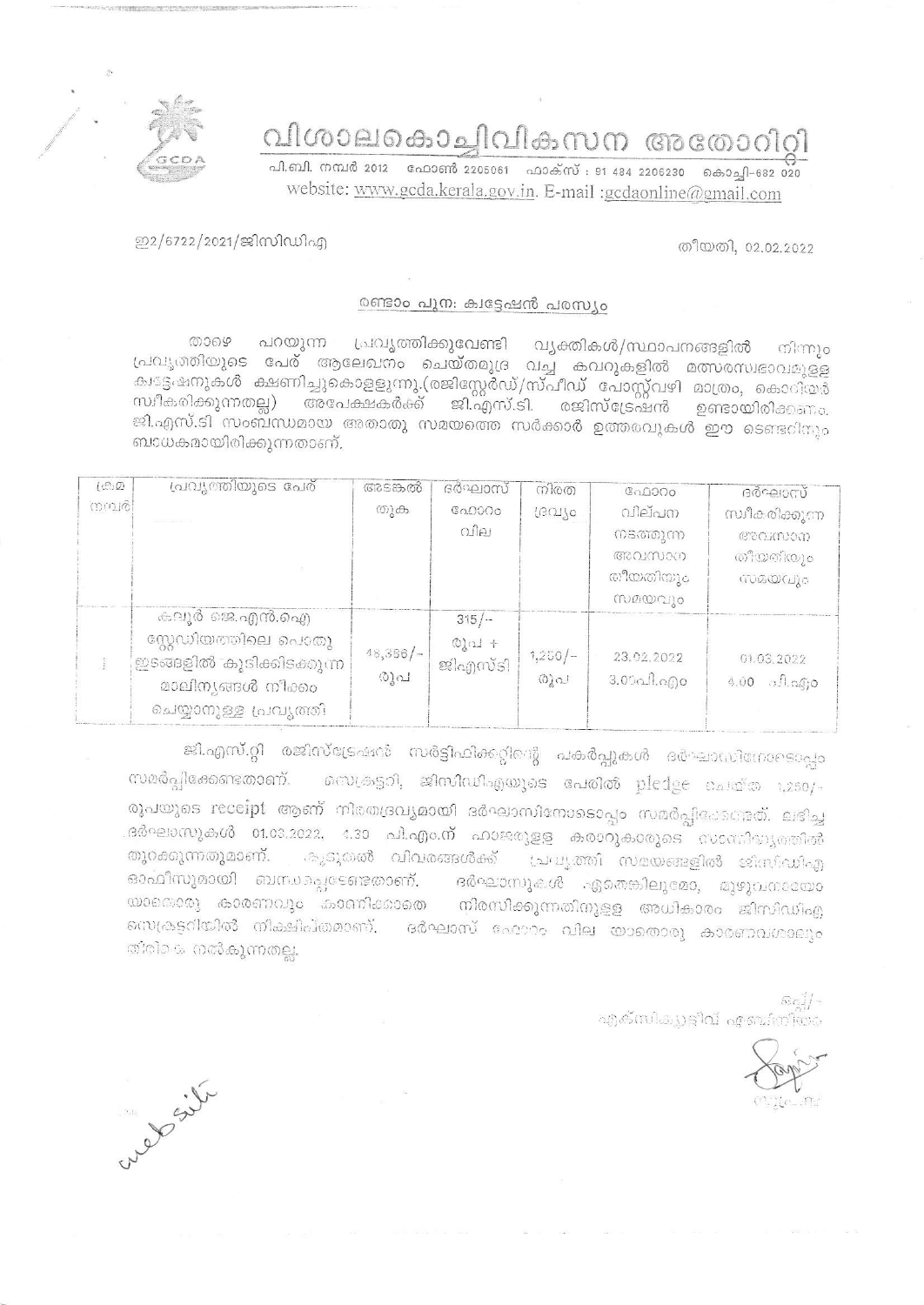# വിശാലകൊച്ചിവികസന അതോറിറ്റി

പി.ബി. നമ്പർ 2012 ഫോൺ 2205061 ഫാക്സ് : 91 484 2206230 കൊച്ചി-682 020
website: www.gcda.kerala.gov.in. E-mail :gcdaonline@gmail.com

ഇ2/6722/2021/ജിസിഡിഎ

തീയതി, 02.02.2022

## രണ്ടാം പുന: ക്വട്ടേഷൻ പരസ്യം

താഴെ പറയുന്ന പ്രവൃത്തിക്കുവേണ്ടി വ്യക്തികൾ/സ്ഥാപനങ്ങളിൽ നിന്നും പ്രവൃത്തിയുടെ പേര് ആലേഖനം ചെയ്തമുദ്ര വച്ച കവറുകളിൽ മത്സരസ്വഭാവമുള്ള ക്വട്ടേഷനുകൾ ക്ഷണിച്ചുകൊള്ളുന്നു.(രജിസ്റ്റേർഡ്/സ്പീഡ് പോസ്റ്റ്വഴി മാത്രം, കൊറിയർ സ്വീകരിക്കുന്നതല്ല) അപേക്ഷകർക്ക് ജി.എസ്.ടി. രജിസ്ട്രേഷൻ ഉണ്ടായിരിക്കണം. ജി.എസ്.ടി സംബന്ധമായ അതാതു സമയത്തെ സർക്കാർ ഉത്തരവുകൾ ഈ ടെണ്ടറിനും ബാധകമായിരിക്കുന്നതാണ്.

| ക്രമ നമ്പർ | പ്രവൃത്തിയുടെ പേര് | അടങ്കൽ തുക | ദർഘാസ് ഫോറം വില | നിരത ദ്രവ്യം | ഫോറം വില്പന നടത്തുന്ന അവസാന തീയതിയും സമയവും | ദർഘാസ് സ്വീകരിക്കുന്ന അവസാന തീയതിയും സമയവും |
|---|---|---|---|---|---|---|
| I | കലൂർ ജെ.എൻ.ഐ സ്റ്റേഡിയത്തിലെ പൊതു ഇടങ്ങളിൽ കുടിക്കിടക്കുന്ന മാലിന്യങ്ങൾ നീക്കം ചെയ്യാനുള്ള പ്രവൃത്തി | 48,386/- രൂപ | 315/- രൂപ + ജിഎസ്ടി | 1,250/- രൂപ | 23.02.2022 3.00പി.എം | 01.03.2022 4.00 പി.എം |

ജി.എസ്.റ്റി രജിസ്ട്രേഷൻ സർട്ടിഫിക്കറ്റിന്റെ പകർപ്പുകൾ ദർഘാസിനോടൊപ്പം സമർപ്പിക്കേണ്ടതാണ്. സെക്രട്ടറി, ജിസിഡിഎയുടെ പേരിൽ pledge ചെയ്ത 1,250/- രൂപയുടെ receipt ആണ് നിരതദ്രവ്യമായി ദർഘാസിനോടൊപ്പം സമർപ്പിക്കേണ്ടത്. ലഭിച്ച ദർഘാസുകൾ 01.03.2022, 4.30 പി.എം.ന് ഹാജരുള്ള കരാറുകാരുടെ സാന്നിധ്യത്തിൽ തുറക്കുന്നതുമാണ്. കൂടുതൽ വിവരങ്ങൾക്ക് പ്രവൃത്തി സമയങ്ങളിൽ ജിസിഡിഎ ഓഫീസുമായി ബന്ധപ്പെടേണ്ടതാണ്. ദർഘാസുകൾ ഏതെങ്കിലുമോ, മുഴുവനായോ യാതൊരു കാരണവും കാണിക്കാതെ നിരസിക്കുന്നതിനുള്ള അധികാരം ജിസിഡിഎ സെക്രട്ടറിയിൽ നിക്ഷിപ്തമാണ്. ദർഘാസ് ഫോറം വില യാതൊരു കാരണവശാലും തിരികെ നൽകുന്നതല്ല.

ഒപ്പ്/-
എക്സിക്യൂട്ടീവ് എഞ്ചിനീയർ

website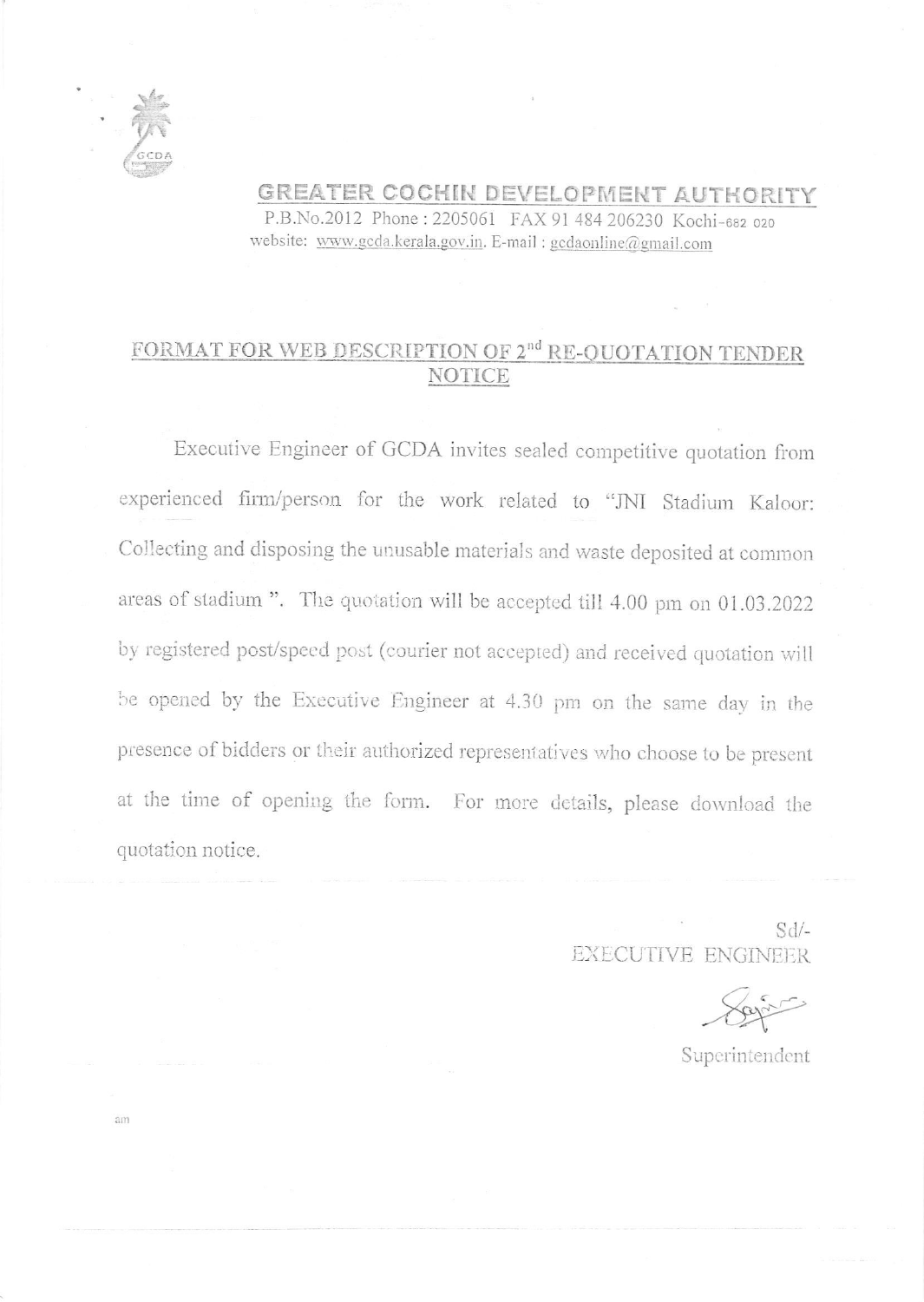## GREATER COCHIN DEVELOPMENT AUTHORITY

P.B.No.2012 Phone : 2205061 FAX 91 484 206230 Kochi-682 020
website: www.gcda.kerala.gov.in. E-mail : gcdaonline@gmail.com

### FORMAT FOR WEB DESCRIPTION OF 2nd RE-QUOTATION TENDER NOTICE

Executive Engineer of GCDA invites sealed competitive quotation from experienced firm/person for the work related to "JNI Stadium Kaloor: Collecting and disposing the unusable materials and waste deposited at common areas of stadium ". The quotation will be accepted till 4.00 pm on 01.03.2022 by registered post/speed post (courier not accepted) and received quotation will be opened by the Executive Engineer at 4.30 pm on the same day in the presence of bidders or their authorized representatives who choose to be present at the time of opening the form. For more details, please download the quotation notice.

Sd/-
EXECUTIVE ENGINEER

Superintendent

am